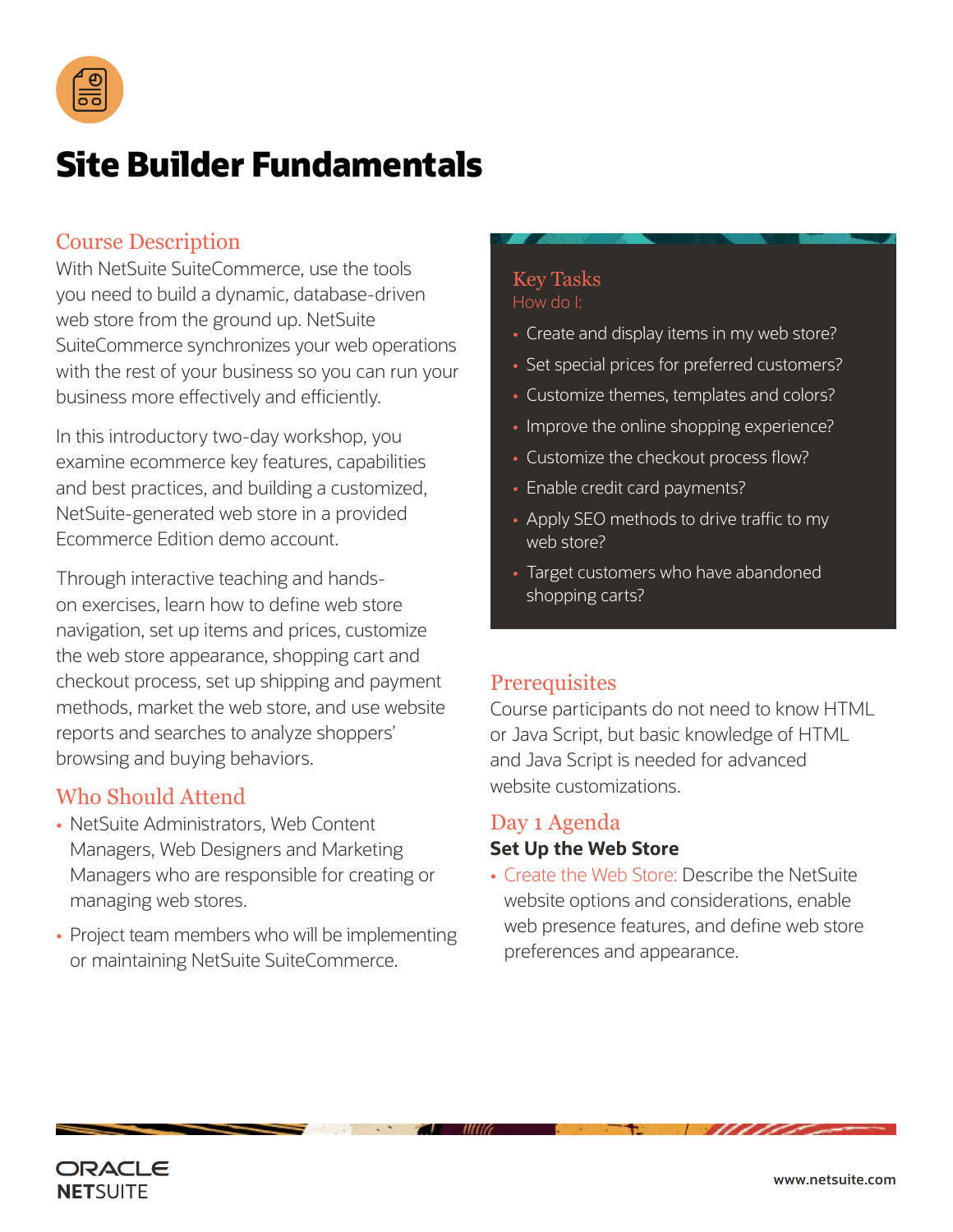# Site Builder Fundamentals

## Course Description

With NetSuite SuiteCommerce, use the tools you need to build a dynamic, database-driven web store from the ground up. NetSuite SuiteCommerce synchronizes your web operations with the rest of your business so you can run your business more effectively and efficiently.

In this introductory two-day workshop, you examine ecommerce key features, capabilities and best practices, and building a customized, NetSuite-generated web store in a provided Ecommerce Edition demo account.

Through interactive teaching and hands-on exercises, learn how to define web store navigation, set up items and prices, customize the web store appearance, shopping cart and checkout process, set up shipping and payment methods, market the web store, and use website reports and searches to analyze shoppers' browsing and buying behaviors.

## Who Should Attend

- NetSuite Administrators, Web Content Managers, Web Designers and Marketing Managers who are responsible for creating or managing web stores.
- Project team members who will be implementing or maintaining NetSuite SuiteCommerce.

## Key Tasks

How do I:

- Create and display items in my web store?
- Set special prices for preferred customers?
- Customize themes, templates and colors?
- Improve the online shopping experience?
- Customize the checkout process flow?
- Enable credit card payments?
- Apply SEO methods to drive traffic to my web store?
- Target customers who have abandoned shopping carts?

## Prerequisites

Course participants do not need to know HTML or Java Script, but basic knowledge of HTML and Java Script is needed for advanced website customizations.

## Day 1 Agenda

**Set Up the Web Store**

- Create the Web Store: Describe the NetSuite website options and considerations, enable web presence features, and define web store preferences and appearance.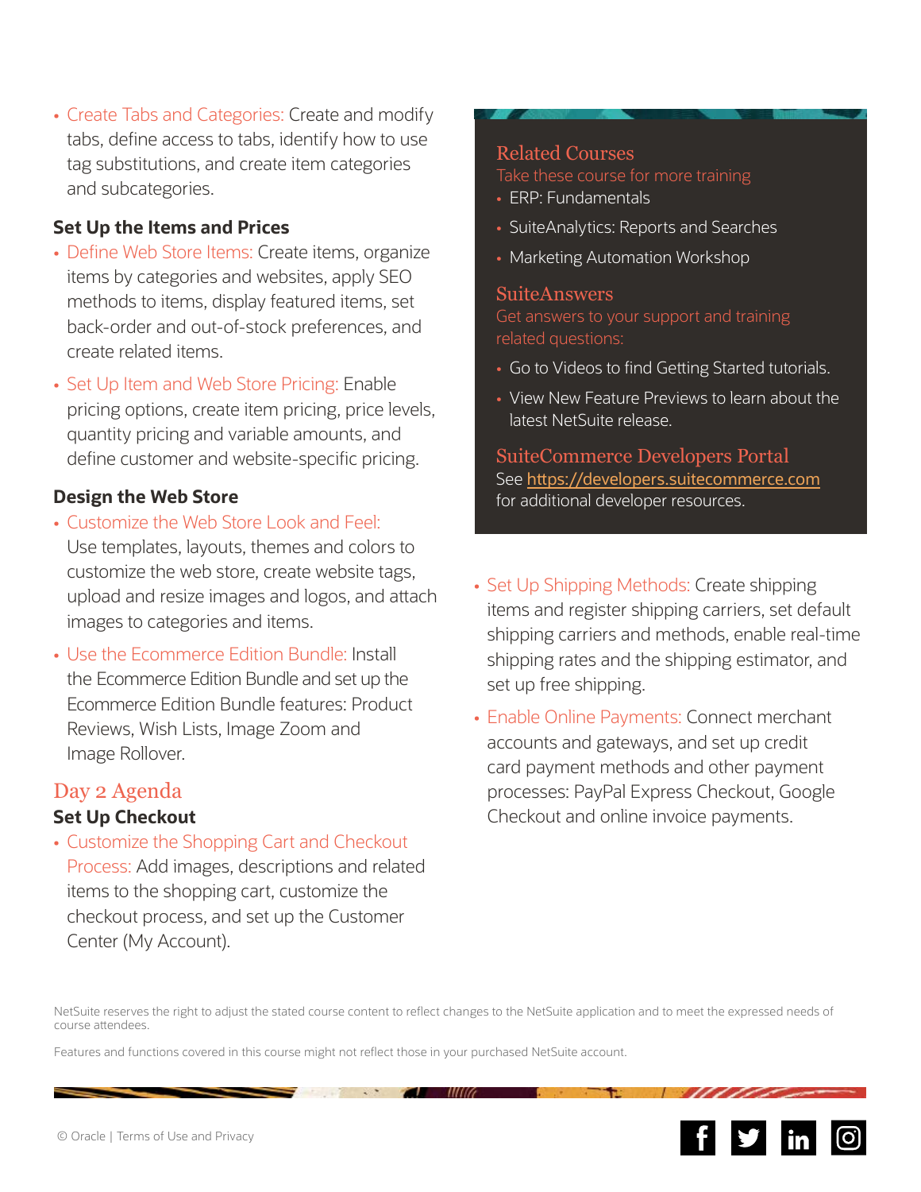- Create Tabs and Categories: Create and modify tabs, define access to tabs, identify how to use tag substitutions, and create item categories and subcategories.

### Set Up the Items and Prices

- Define Web Store Items: Create items, organize items by categories and websites, apply SEO methods to items, display featured items, set back-order and out-of-stock preferences, and create related items.
- Set Up Item and Web Store Pricing: Enable pricing options, create item pricing, price levels, quantity pricing and variable amounts, and define customer and website-specific pricing.

### Design the Web Store

- Customize the Web Store Look and Feel: Use templates, layouts, themes and colors to customize the web store, create website tags, upload and resize images and logos, and attach images to categories and items.
- Use the Ecommerce Edition Bundle: Install the Ecommerce Edition Bundle and set up the Ecommerce Edition Bundle features: Product Reviews, Wish Lists, Image Zoom and Image Rollover.

## Day 2 Agenda

### Set Up Checkout

- Customize the Shopping Cart and Checkout Process: Add images, descriptions and related items to the shopping cart, customize the checkout process, and set up the Customer Center (My Account).
- Set Up Shipping Methods: Create shipping items and register shipping carriers, set default shipping carriers and methods, enable real-time shipping rates and the shipping estimator, and set up free shipping.
- Enable Online Payments: Connect merchant accounts and gateways, and set up credit card payment methods and other payment processes: PayPal Express Checkout, Google Checkout and online invoice payments.

## Related Courses

Take these course for more training

- ERP: Fundamentals
- SuiteAnalytics: Reports and Searches
- Marketing Automation Workshop

## SuiteAnswers

Get answers to your support and training related questions:

- Go to Videos to find Getting Started tutorials.
- View New Feature Previews to learn about the latest NetSuite release.

## SuiteCommerce Developers Portal

See https://developers.suitecommerce.com for additional developer resources.

NetSuite reserves the right to adjust the stated course content to reflect changes to the NetSuite application and to meet the expressed needs of course attendees.

Features and functions covered in this course might not reflect those in your purchased NetSuite account.

© Oracle | Terms of Use and Privacy